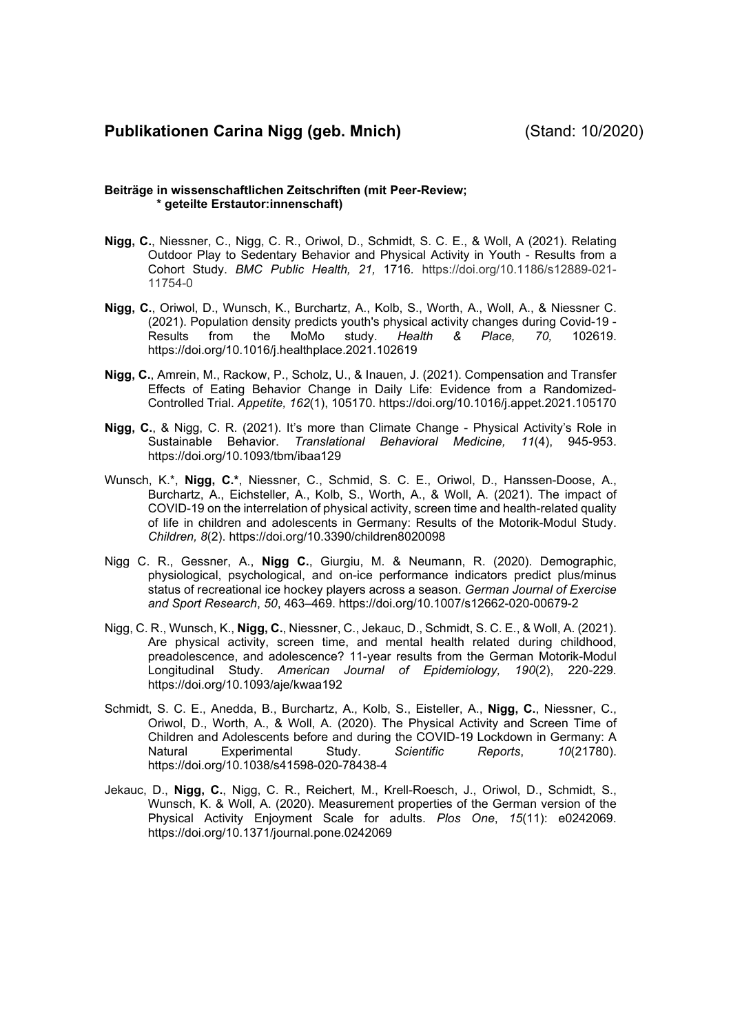## **Publikationen Carina Nigg (geb. Mnich)** (Stand: 10/2020)

**Beiträge in wissenschaftlichen Zeitschriften (mit Peer-Review;**
**\* geteilte Erstautor:innenschaft)**

- **Nigg, C.**, Niessner, C., Nigg, C. R., Oriwol, D., Schmidt, S. C. E., & Woll, A (2021). Relating Outdoor Play to Sedentary Behavior and Physical Activity in Youth - Results from a Cohort Study. *BMC Public Health, 21,* 1716. https://doi.org/10.1186/s12889-021-11754-0

- **Nigg, C.**, Oriwol, D., Wunsch, K., Burchartz, A., Kolb, S., Worth, A., Woll, A., & Niessner C. (2021). Population density predicts youth's physical activity changes during Covid-19 - Results from the MoMo study. *Health & Place, 70,* 102619. https://doi.org/10.1016/j.healthplace.2021.102619

- **Nigg, C.**, Amrein, M., Rackow, P., Scholz, U., & Inauen, J. (2021). Compensation and Transfer Effects of Eating Behavior Change in Daily Life: Evidence from a Randomized-Controlled Trial. *Appetite, 162*(1), 105170. https://doi.org/10.1016/j.appet.2021.105170

- **Nigg, C.**, & Nigg, C. R. (2021). It's more than Climate Change - Physical Activity's Role in Sustainable Behavior. *Translational Behavioral Medicine, 11*(4), 945-953. https://doi.org/10.1093/tbm/ibaa129

- Wunsch, K.\*, **Nigg, C.\***, Niessner, C., Schmid, S. C. E., Oriwol, D., Hanssen-Doose, A., Burchartz, A., Eichsteller, A., Kolb, S., Worth, A., & Woll, A. (2021). The impact of COVID-19 on the interrelation of physical activity, screen time and health-related quality of life in children and adolescents in Germany: Results of the Motorik-Modul Study. *Children, 8*(2). https://doi.org/10.3390/children8020098

- Nigg C. R., Gessner, A., **Nigg C.**, Giurgiu, M. & Neumann, R. (2020). Demographic, physiological, psychological, and on-ice performance indicators predict plus/minus status of recreational ice hockey players across a season. *German Journal of Exercise and Sport Research*, *50*, 463–469. https://doi.org/10.1007/s12662-020-00679-2

- Nigg, C. R., Wunsch, K., **Nigg, C.**, Niessner, C., Jekauc, D., Schmidt, S. C. E., & Woll, A. (2021). Are physical activity, screen time, and mental health related during childhood, preadolescence, and adolescence? 11-year results from the German Motorik-Modul Longitudinal Study. *American Journal of Epidemiology, 190*(2), 220-229. https://doi.org/10.1093/aje/kwaa192

- Schmidt, S. C. E., Anedda, B., Burchartz, A., Kolb, S., Eisteller, A., **Nigg, C.**, Niessner, C., Oriwol, D., Worth, A., & Woll, A. (2020). The Physical Activity and Screen Time of Children and Adolescents before and during the COVID-19 Lockdown in Germany: A Natural Experimental Study. *Scientific Reports*, *10*(21780). https://doi.org/10.1038/s41598-020-78438-4

- Jekauc, D., **Nigg, C.**, Nigg, C. R., Reichert, M., Krell-Roesch, J., Oriwol, D., Schmidt, S., Wunsch, K. & Woll, A. (2020). Measurement properties of the German version of the Physical Activity Enjoyment Scale for adults. *Plos One*, *15*(11): e0242069. https://doi.org/10.1371/journal.pone.0242069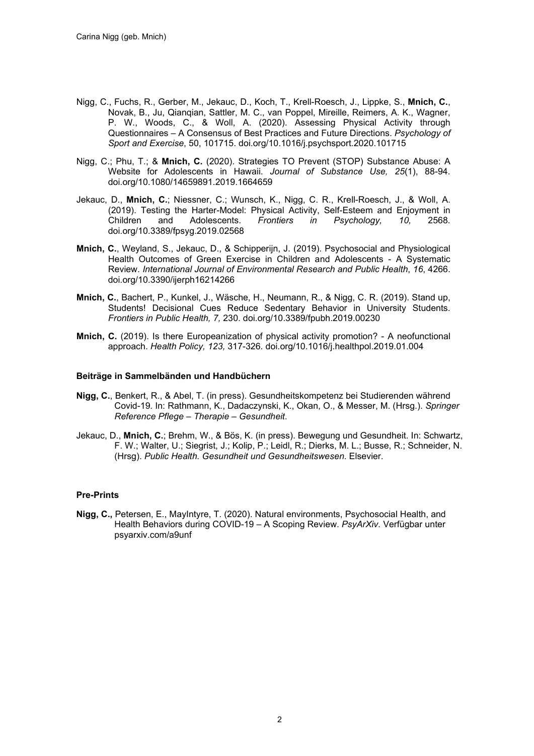Nigg, C., Fuchs, R., Gerber, M., Jekauc, D., Koch, T., Krell-Roesch, J., Lippke, S., **Mnich, C.**, Novak, B., Ju, Qianqian, Sattler, M. C., van Poppel, Mireille, Reimers, A. K., Wagner, P. W., Woods, C., & Woll, A. (2020). Assessing Physical Activity through Questionnaires – A Consensus of Best Practices and Future Directions. *Psychology of Sport and Exercise*, 50, 101715. doi.org/10.1016/j.psychsport.2020.101715

Nigg, C.; Phu, T.; & **Mnich, C.** (2020). Strategies TO Prevent (STOP) Substance Abuse: A Website for Adolescents in Hawaii. *Journal of Substance Use, 25*(1), 88-94. doi.org/10.1080/14659891.2019.1664659

Jekauc, D., **Mnich, C.**; Niessner, C.; Wunsch, K., Nigg, C. R., Krell-Roesch, J., & Woll, A. (2019). Testing the Harter-Model: Physical Activity, Self-Esteem and Enjoyment in Children and Adolescents. *Frontiers in Psychology, 10,* 2568. doi.org/10.3389/fpsyg.2019.02568

**Mnich, C.**, Weyland, S., Jekauc, D., & Schipperijn, J. (2019). Psychosocial and Physiological Health Outcomes of Green Exercise in Children and Adolescents - A Systematic Review. *International Journal of Environmental Research and Public Health*, *16*, 4266. doi.org/10.3390/ijerph16214266

**Mnich, C.**, Bachert, P., Kunkel, J., Wäsche, H., Neumann, R., & Nigg, C. R. (2019). Stand up, Students! Decisional Cues Reduce Sedentary Behavior in University Students. *Frontiers in Public Health, 7,* 230. doi.org/10.3389/fpubh.2019.00230

**Mnich, C.** (2019). Is there Europeanization of physical activity promotion? - A neofunctional approach. *Health Policy, 123,* 317-326. doi.org/10.1016/j.healthpol.2019.01.004

### Beiträge in Sammelbänden und Handbüchern

**Nigg, C.**, Benkert, R., & Abel, T. (in press). Gesundheitskompetenz bei Studierenden während Covid-19. In: Rathmann, K., Dadaczynski, K., Okan, O., & Messer, M. (Hrsg.). *Springer Reference Pflege – Therapie – Gesundheit*.

Jekauc, D., **Mnich, C.**; Brehm, W., & Bös, K. (in press). Bewegung und Gesundheit. In: Schwartz, F. W.; Walter, U.; Siegrist, J.; Kolip, P.; Leidl, R.; Dierks, M. L.; Busse, R.; Schneider, N. (Hrsg). *Public Health. Gesundheit und Gesundheitswesen*. Elsevier.

### Pre-Prints

**Nigg, C.,** Petersen, E., MayIntyre, T. (2020). Natural environments, Psychosocial Health, and Health Behaviors during COVID-19 – A Scoping Review. *PsyArXiv*. Verfügbar unter psyarxiv.com/a9unf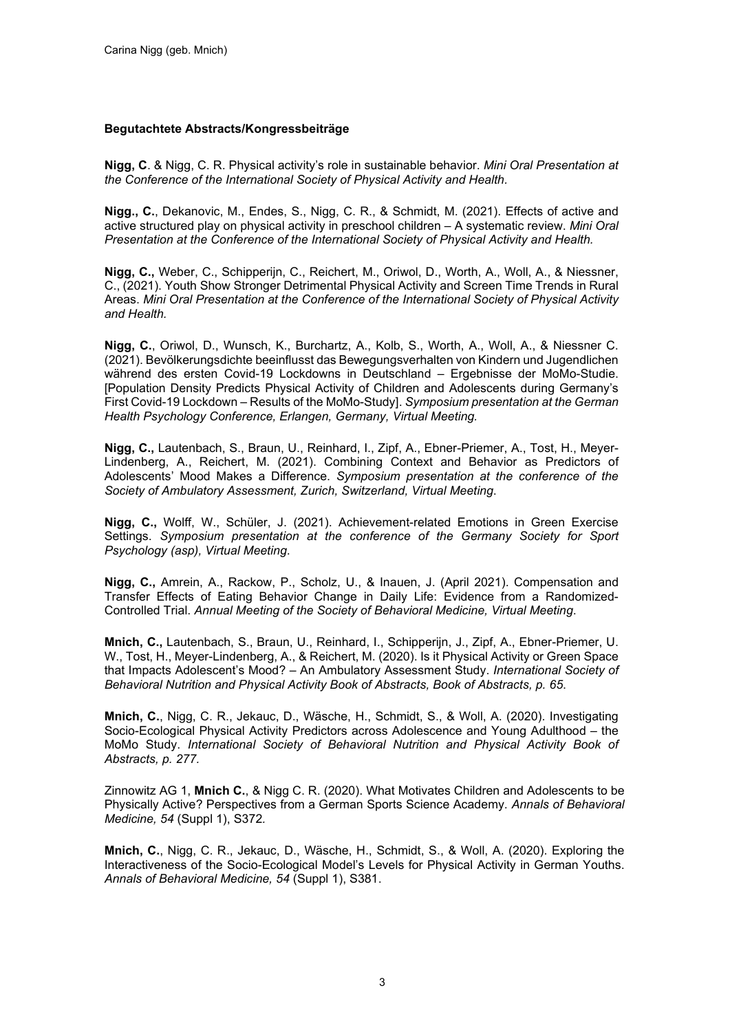**Begutachtete Abstracts/Kongressbeiträge**

**Nigg, C**. & Nigg, C. R. Physical activity's role in sustainable behavior. *Mini Oral Presentation at the Conference of the International Society of Physical Activity and Health.*

**Nigg., C.**, Dekanovic, M., Endes, S., Nigg, C. R., & Schmidt, M. (2021). Effects of active and active structured play on physical activity in preschool children – A systematic review. *Mini Oral Presentation at the Conference of the International Society of Physical Activity and Health.*

**Nigg, C.,** Weber, C., Schipperijn, C., Reichert, M., Oriwol, D., Worth, A., Woll, A., & Niessner, C., (2021). Youth Show Stronger Detrimental Physical Activity and Screen Time Trends in Rural Areas. *Mini Oral Presentation at the Conference of the International Society of Physical Activity and Health.*

**Nigg, C.**, Oriwol, D., Wunsch, K., Burchartz, A., Kolb, S., Worth, A., Woll, A., & Niessner C. (2021). Bevölkerungsdichte beeinflusst das Bewegungsverhalten von Kindern und Jugendlichen während des ersten Covid-19 Lockdowns in Deutschland – Ergebnisse der MoMo-Studie. [Population Density Predicts Physical Activity of Children and Adolescents during Germany's First Covid-19 Lockdown – Results of the MoMo-Study]. *Symposium presentation at the German Health Psychology Conference, Erlangen, Germany, Virtual Meeting.*

**Nigg, C.,** Lautenbach, S., Braun, U., Reinhard, I., Zipf, A., Ebner-Priemer, A., Tost, H., Meyer-Lindenberg, A., Reichert, M. (2021). Combining Context and Behavior as Predictors of Adolescents' Mood Makes a Difference. *Symposium presentation at the conference of the Society of Ambulatory Assessment, Zurich, Switzerland, Virtual Meeting.*

**Nigg, C.,** Wolff, W., Schüler, J. (2021). Achievement-related Emotions in Green Exercise Settings. *Symposium presentation at the conference of the Germany Society for Sport Psychology (asp), Virtual Meeting.*

**Nigg, C.,** Amrein, A., Rackow, P., Scholz, U., & Inauen, J. (April 2021). Compensation and Transfer Effects of Eating Behavior Change in Daily Life: Evidence from a Randomized-Controlled Trial. *Annual Meeting of the Society of Behavioral Medicine, Virtual Meeting.*

**Mnich, C.,** Lautenbach, S., Braun, U., Reinhard, I., Schipperijn, J., Zipf, A., Ebner-Priemer, U. W., Tost, H., Meyer-Lindenberg, A., & Reichert, M. (2020). Is it Physical Activity or Green Space that Impacts Adolescent's Mood? – An Ambulatory Assessment Study. *International Society of Behavioral Nutrition and Physical Activity Book of Abstracts, Book of Abstracts, p. 65.*

**Mnich, C.**, Nigg, C. R., Jekauc, D., Wäsche, H., Schmidt, S., & Woll, A. (2020). Investigating Socio-Ecological Physical Activity Predictors across Adolescence and Young Adulthood – the MoMo Study. *International Society of Behavioral Nutrition and Physical Activity Book of Abstracts, p. 277.*

Zinnowitz AG 1, **Mnich C.**, & Nigg C. R. (2020). What Motivates Children and Adolescents to be Physically Active? Perspectives from a German Sports Science Academy. *Annals of Behavioral Medicine, 54* (Suppl 1), S372.

**Mnich, C.**, Nigg, C. R., Jekauc, D., Wäsche, H., Schmidt, S., & Woll, A. (2020). Exploring the Interactiveness of the Socio-Ecological Model's Levels for Physical Activity in German Youths. *Annals of Behavioral Medicine, 54* (Suppl 1), S381.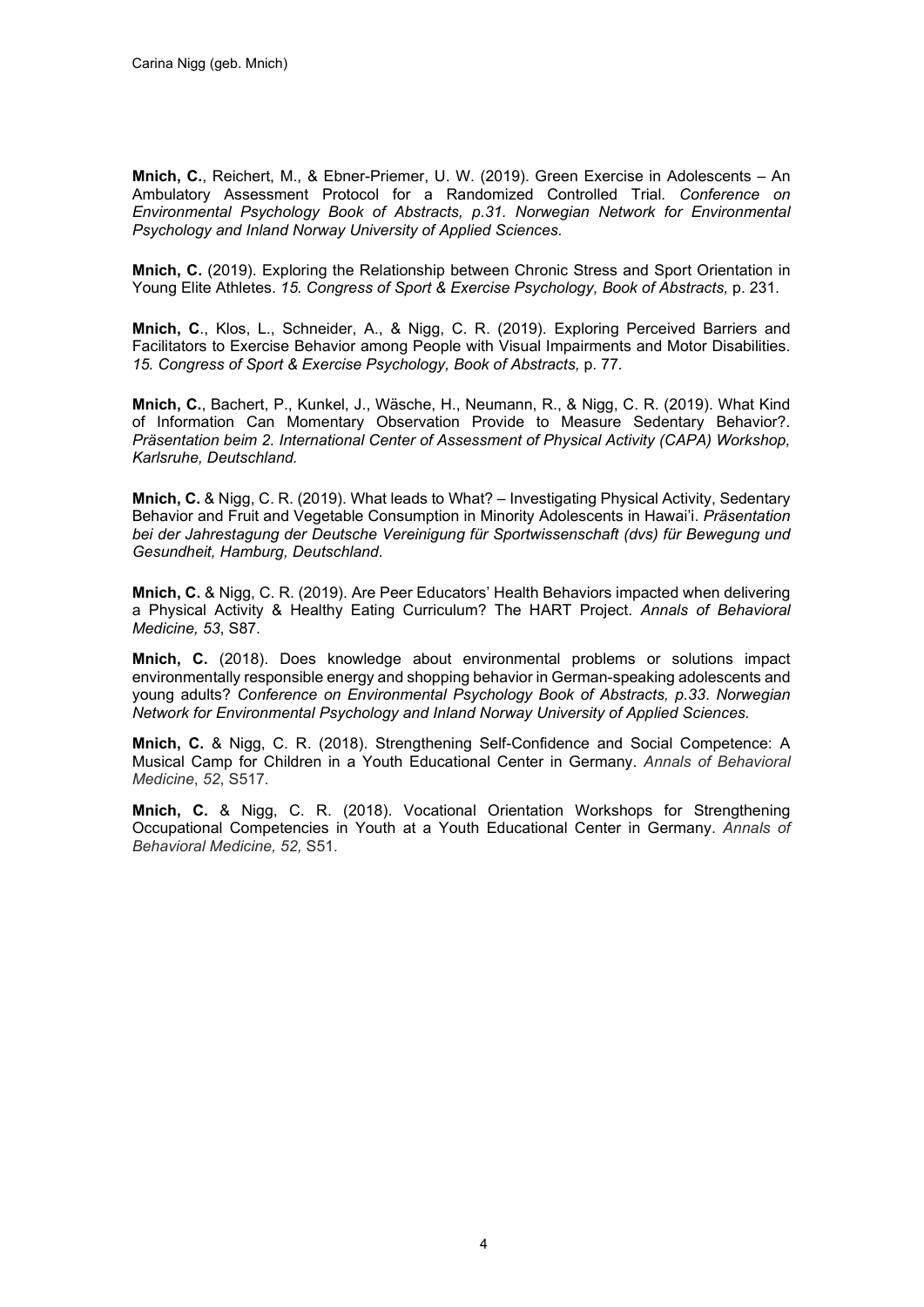**Mnich, C.**, Reichert, M., & Ebner-Priemer, U. W. (2019). Green Exercise in Adolescents – An Ambulatory Assessment Protocol for a Randomized Controlled Trial. *Conference on Environmental Psychology Book of Abstracts, p.31. Norwegian Network for Environmental Psychology and Inland Norway University of Applied Sciences.*

**Mnich, C.** (2019). Exploring the Relationship between Chronic Stress and Sport Orientation in Young Elite Athletes. *15. Congress of Sport & Exercise Psychology, Book of Abstracts,* p. 231.

**Mnich, C**., Klos, L., Schneider, A., & Nigg, C. R. (2019). Exploring Perceived Barriers and Facilitators to Exercise Behavior among People with Visual Impairments and Motor Disabilities. *15. Congress of Sport & Exercise Psychology, Book of Abstracts,* p. 77.

**Mnich, C.**, Bachert, P., Kunkel, J., Wäsche, H., Neumann, R., & Nigg, C. R. (2019). What Kind of Information Can Momentary Observation Provide to Measure Sedentary Behavior?. *Präsentation beim 2. International Center of Assessment of Physical Activity (CAPA) Workshop, Karlsruhe, Deutschland.*

**Mnich, C.** & Nigg, C. R. (2019). What leads to What? – Investigating Physical Activity, Sedentary Behavior and Fruit and Vegetable Consumption in Minority Adolescents in Hawai'i. *Präsentation bei der Jahrestagung der Deutsche Vereinigung für Sportwissenschaft (dvs) für Bewegung und Gesundheit, Hamburg, Deutschland.*

**Mnich, C.** & Nigg, C. R. (2019). Are Peer Educators' Health Behaviors impacted when delivering a Physical Activity & Healthy Eating Curriculum? The HART Project. *Annals of Behavioral Medicine, 53*, S87.

**Mnich, C.** (2018). Does knowledge about environmental problems or solutions impact environmentally responsible energy and shopping behavior in German-speaking adolescents and young adults? *Conference on Environmental Psychology Book of Abstracts, p.33. Norwegian Network for Environmental Psychology and Inland Norway University of Applied Sciences.*

**Mnich, C.** & Nigg, C. R. (2018). Strengthening Self-Confidence and Social Competence: A Musical Camp for Children in a Youth Educational Center in Germany. *Annals of Behavioral Medicine*, *52*, S517.

**Mnich, C.** & Nigg, C. R. (2018). Vocational Orientation Workshops for Strengthening Occupational Competencies in Youth at a Youth Educational Center in Germany. *Annals of Behavioral Medicine, 52,* S51.